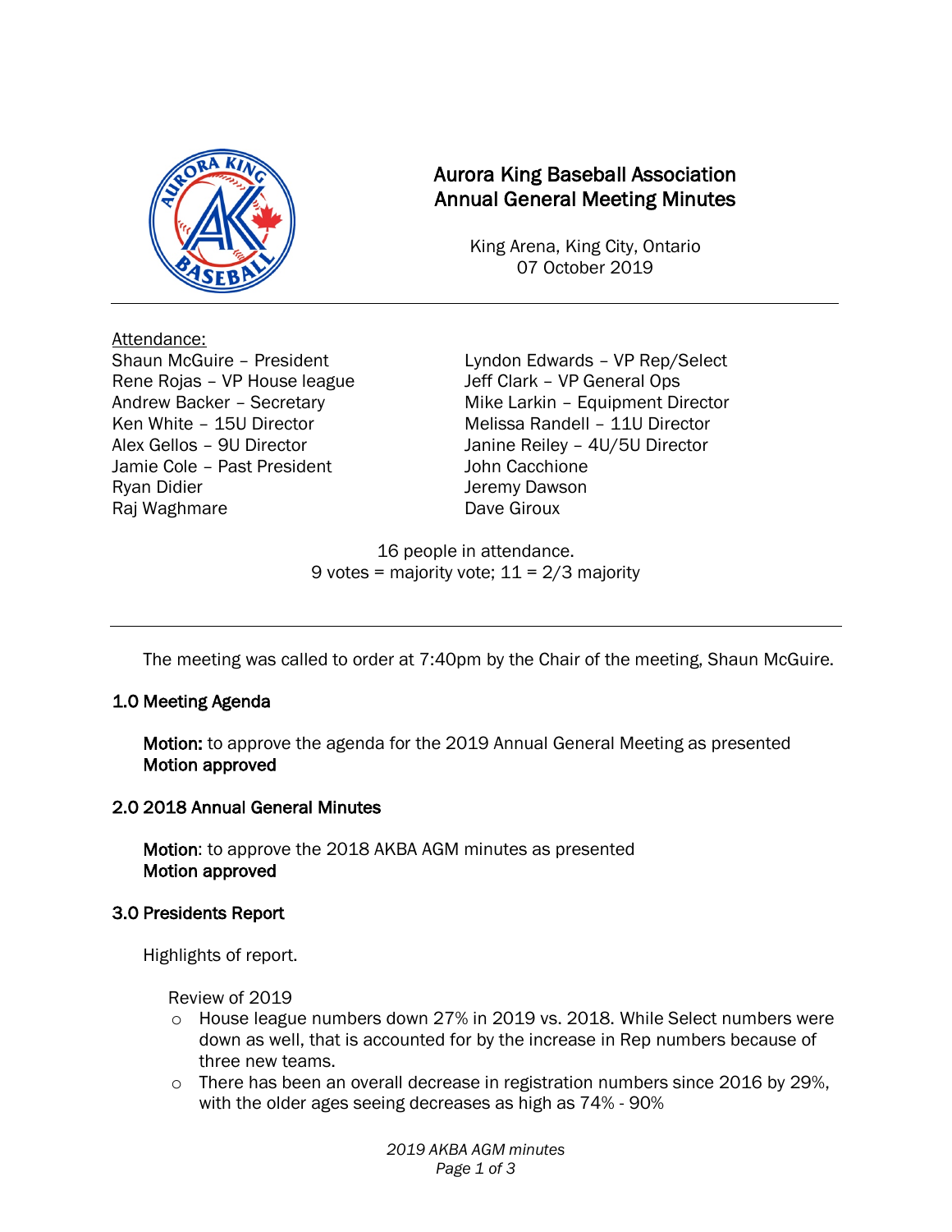# Aurora King Baseball Association
# Annual General Meeting Minutes

King Arena, King City, Ontario
07 October 2019

---

Attendance:

Shaun McGuire – President
Rene Rojas – VP House league
Andrew Backer – Secretary
Ken White – 15U Director
Alex Gellos – 9U Director
Jamie Cole – Past President
Ryan Didier
Raj Waghmare
Lyndon Edwards – VP Rep/Select
Jeff Clark – VP General Ops
Mike Larkin – Equipment Director
Melissa Randell – 11U Director
Janine Reiley – 4U/5U Director
John Cacchione
Jeremy Dawson
Dave Giroux

16 people in attendance.
9 votes = majority vote; 11 = 2/3 majority

---

The meeting was called to order at 7:40pm by the Chair of the meeting, Shaun McGuire.

## 1.0 Meeting Agenda

**Motion:** to approve the agenda for the 2019 Annual General Meeting as presented
**Motion approved**

## 2.0 2018 Annual General Minutes

**Motion**: to approve the 2018 AKBA AGM minutes as presented
**Motion approved**

## 3.0 Presidents Report

Highlights of report.

Review of 2019

- House league numbers down 27% in 2019 vs. 2018. While Select numbers were down as well, that is accounted for by the increase in Rep numbers because of three new teams.
- There has been an overall decrease in registration numbers since 2016 by 29%, with the older ages seeing decreases as high as 74% - 90%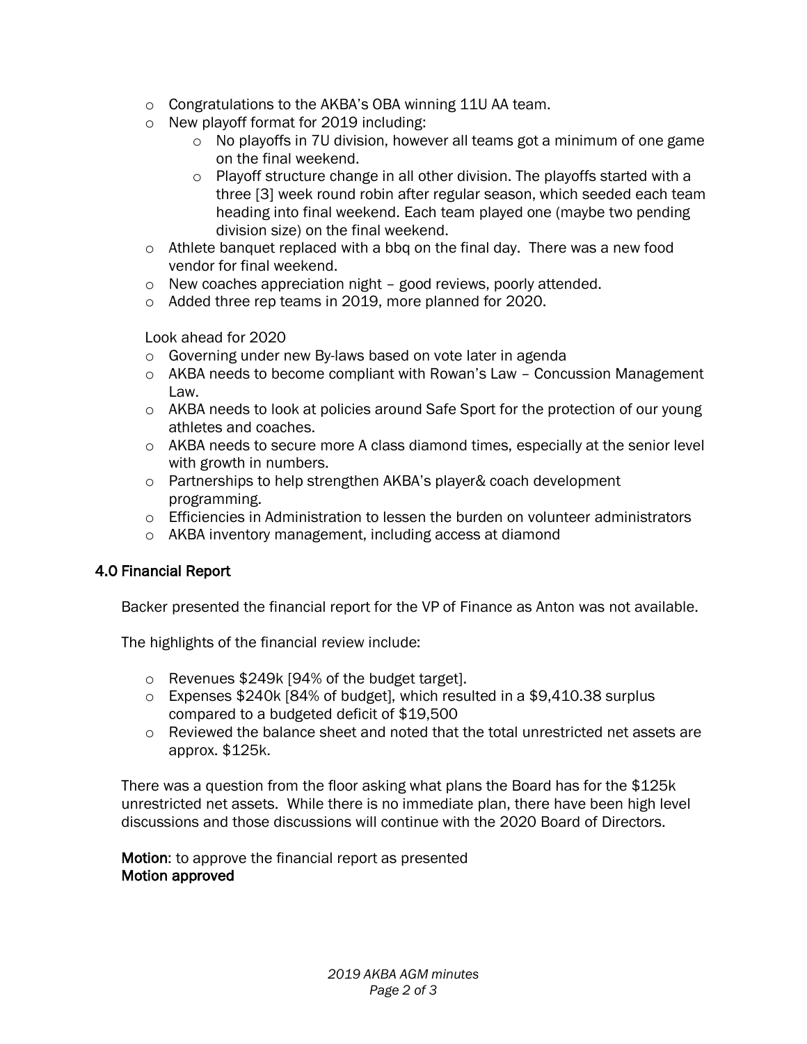- Congratulations to the AKBA's OBA winning 11U AA team.
- New playoff format for 2019 including:
  - No playoffs in 7U division, however all teams got a minimum of one game on the final weekend.
  - Playoff structure change in all other division. The playoffs started with a three [3] week round robin after regular season, which seeded each team heading into final weekend. Each team played one (maybe two pending division size) on the final weekend.
- Athlete banquet replaced with a bbq on the final day. There was a new food vendor for final weekend.
- New coaches appreciation night – good reviews, poorly attended.
- Added three rep teams in 2019, more planned for 2020.

Look ahead for 2020

- Governing under new By-laws based on vote later in agenda
- AKBA needs to become compliant with Rowan's Law – Concussion Management Law.
- AKBA needs to look at policies around Safe Sport for the protection of our young athletes and coaches.
- AKBA needs to secure more A class diamond times, especially at the senior level with growth in numbers.
- Partnerships to help strengthen AKBA's player& coach development programming.
- Efficiencies in Administration to lessen the burden on volunteer administrators
- AKBA inventory management, including access at diamond

## 4.0 Financial Report

Backer presented the financial report for the VP of Finance as Anton was not available.

The highlights of the financial review include:

- Revenues $249k [94% of the budget target].
- Expenses $240k [84% of budget], which resulted in a $9,410.38 surplus compared to a budgeted deficit of $19,500
- Reviewed the balance sheet and noted that the total unrestricted net assets are approx. $125k.

There was a question from the floor asking what plans the Board has for the $125k unrestricted net assets. While there is no immediate plan, there have been high level discussions and those discussions will continue with the 2020 Board of Directors.

**Motion**: to approve the financial report as presented
**Motion approved**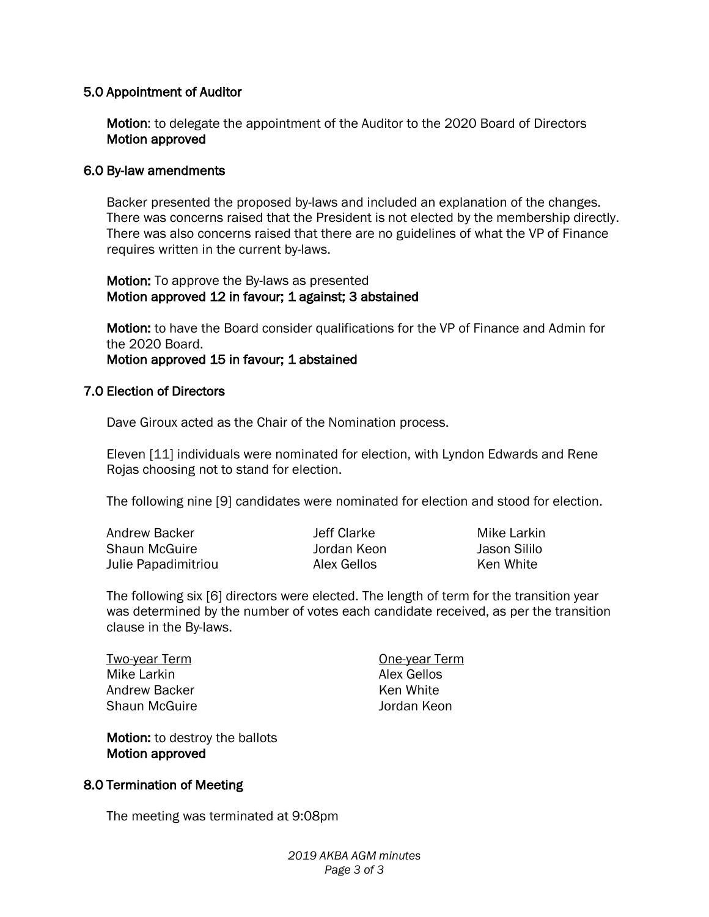## 5.0 Appointment of Auditor

**Motion**: to delegate the appointment of the Auditor to the 2020 Board of Directors
**Motion approved**

## 6.0 By-law amendments

Backer presented the proposed by-laws and included an explanation of the changes. There was concerns raised that the President is not elected by the membership directly. There was also concerns raised that there are no guidelines of what the VP of Finance requires written in the current by-laws.

**Motion:** To approve the By-laws as presented
**Motion approved 12 in favour; 1 against; 3 abstained**

**Motion:** to have the Board consider qualifications for the VP of Finance and Admin for the 2020 Board.
**Motion approved 15 in favour; 1 abstained**

## 7.0 Election of Directors

Dave Giroux acted as the Chair of the Nomination process.

Eleven [11] individuals were nominated for election, with Lyndon Edwards and Rene Rojas choosing not to stand for election.

The following nine [9] candidates were nominated for election and stood for election.

| | | |
|---|---|---|
| Andrew Backer | Jeff Clarke | Mike Larkin |
| Shaun McGuire | Jordan Keon | Jason Sililo |
| Julie Papadimitriou | Alex Gellos | Ken White |

The following six [6] directors were elected. The length of term for the transition year was determined by the number of votes each candidate received, as per the transition clause in the By-laws.

| Two-year Term | One-year Term |
|---|---|
| Mike Larkin | Alex Gellos |
| Andrew Backer | Ken White |
| Shaun McGuire | Jordan Keon |

**Motion:** to destroy the ballots
**Motion approved**

## 8.0 Termination of Meeting

The meeting was terminated at 9:08pm